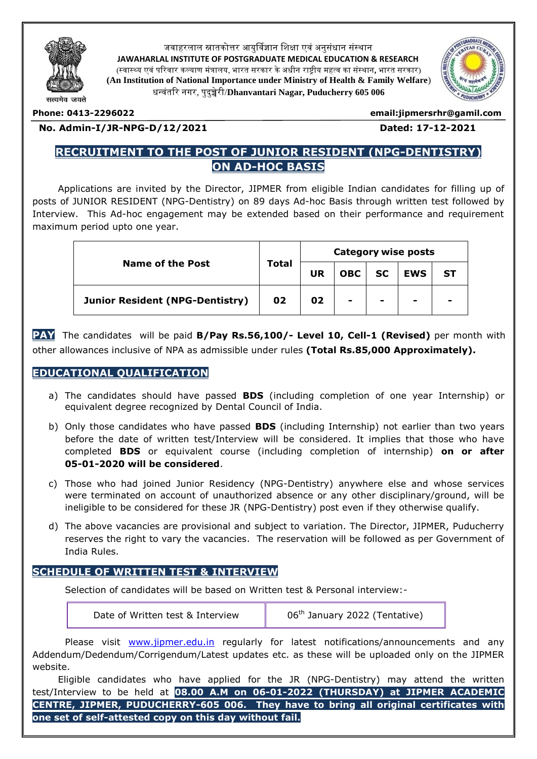जवाहरलाल स्नातकोत्तर आयुर्विज्ञान शिक्षा एवं अनुसंधान संस्थान

**JAWAHARLAL INSTITUTE OF POSTGRADUATE MEDICAL EDUCATION & RESEARCH**

(स्वास्थ्य एवं परिवार कल्याण मंत्रालय, भारत सरकार के अधीन राष्ट्रीय महत्व का संस्थान, भारत सरकार)

**(An Institution of National Importance under Ministry of Health & Family Welfare)**

धन्वंतरि नगर, पुदुच्चेरी/**Dhanvantari Nagar, Puducherry 605 006**

सत्यमेव जयते

**Phone: 0413-2296022** **email:jipmersrhr@gamil.com**

**No. Admin-I/JR-NPG-D/12/2021** **Dated: 17-12-2021**

# RECRUITMENT TO THE POST OF JUNIOR RESIDENT (NPG-DENTISTRY) ON AD-HOC BASIS

Applications are invited by the Director, JIPMER from eligible Indian candidates for filling up of posts of JUNIOR RESIDENT (NPG-Dentistry) on 89 days Ad-hoc Basis through written test followed by Interview. This Ad-hoc engagement may be extended based on their performance and requirement maximum period upto one year.

| Name of the Post | Total | Category wise posts | | | | |
|---|---|---|---|---|---|---|
| | | UR | OBC | SC | EWS | ST |
| **Junior Resident (NPG-Dentistry)** | **02** | **02** | - | - | - | - |

**PAY** The candidates will be paid **B/Pay Rs.56,100/- Level 10, Cell-1 (Revised)** per month with other allowances inclusive of NPA as admissible under rules **(Total Rs.85,000 Approximately).**

## EDUCATIONAL QUALIFICATION

a) The candidates should have passed **BDS** (including completion of one year Internship) or equivalent degree recognized by Dental Council of India.

b) Only those candidates who have passed **BDS** (including Internship) not earlier than two years before the date of written test/Interview will be considered. It implies that those who have completed **BDS** or equivalent course (including completion of internship) **on or after 05-01-2020 will be considered**.

c) Those who had joined Junior Residency (NPG-Dentistry) anywhere else and whose services were terminated on account of unauthorized absence or any other disciplinary/ground, will be ineligible to be considered for these JR (NPG-Dentistry) post even if they otherwise qualify.

d) The above vacancies are provisional and subject to variation. The Director, JIPMER, Puducherry reserves the right to vary the vacancies. The reservation will be followed as per Government of India Rules.

## SCHEDULE OF WRITTEN TEST & INTERVIEW

Selection of candidates will be based on Written test & Personal interview:-

| | |
|---|---|
| Date of Written test & Interview | 06th January 2022 (Tentative) |

Please visit www.jipmer.edu.in regularly for latest notifications/announcements and any Addendum/Dedendum/Corrigendum/Latest updates etc. as these will be uploaded only on the JIPMER website.

Eligible candidates who have applied for the JR (NPG-Dentistry) may attend the written test/Interview to be held at **08.00 A.M on 06-01-2022 (THURSDAY) at JIPMER ACADEMIC CENTRE, JIPMER, PUDUCHERRY-605 006. They have to bring all original certificates with one set of self-attested copy on this day without fail.**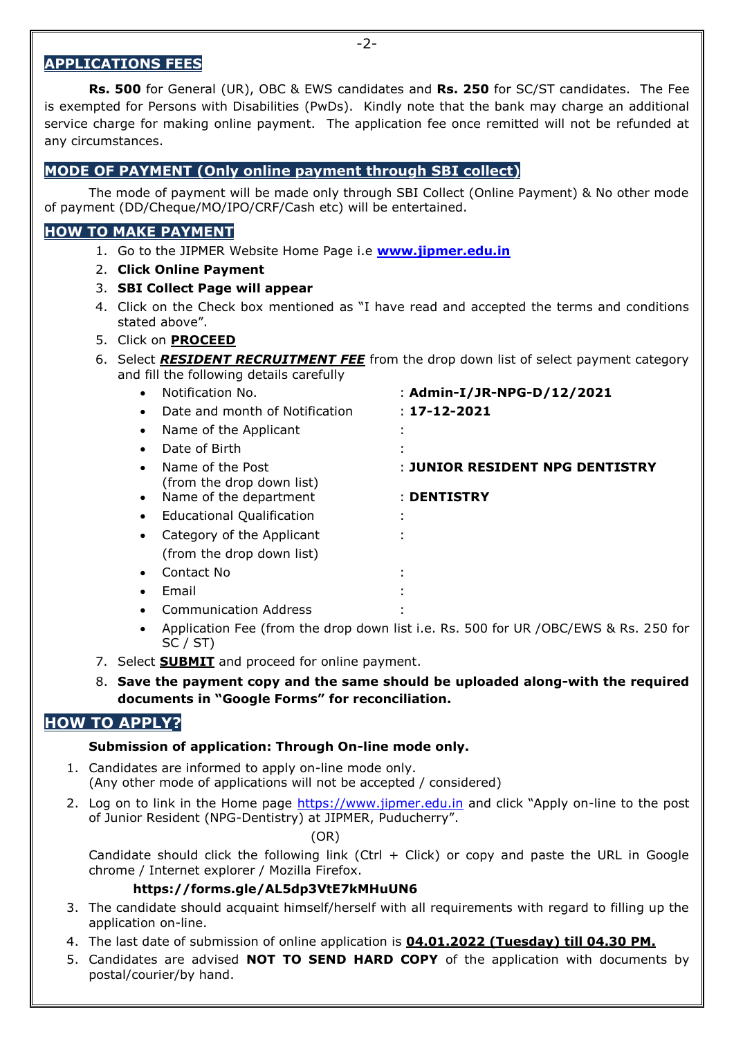## APPLICATIONS FEES

**Rs. 500** for General (UR), OBC & EWS candidates and **Rs. 250** for SC/ST candidates. The Fee is exempted for Persons with Disabilities (PwDs). Kindly note that the bank may charge an additional service charge for making online payment. The application fee once remitted will not be refunded at any circumstances.

## MODE OF PAYMENT (Only online payment through SBI collect)

The mode of payment will be made only through SBI Collect (Online Payment) & No other mode of payment (DD/Cheque/MO/IPO/CRF/Cash etc) will be entertained.

## HOW TO MAKE PAYMENT

1. Go to the JIPMER Website Home Page i.e **www.jipmer.edu.in**
2. **Click Online Payment**
3. **SBI Collect Page will appear**
4. Click on the Check box mentioned as "I have read and accepted the terms and conditions stated above".
5. Click on **PROCEED**
6. Select ***RESIDENT RECRUITMENT FEE*** from the drop down list of select payment category and fill the following details carefully
   - Notification No. : **Admin-I/JR-NPG-D/12/2021**
   - Date and month of Notification : **17-12-2021**
   - Name of the Applicant :
   - Date of Birth :
   - Name of the Post (from the drop down list) : **JUNIOR RESIDENT NPG DENTISTRY**
   - Name of the department : **DENTISTRY**
   - Educational Qualification :
   - Category of the Applicant (from the drop down list) :
   - Contact No :
   - Email :
   - Communication Address :
   - Application Fee (from the drop down list i.e. Rs. 500 for UR /OBC/EWS & Rs. 250 for SC / ST)
7. Select **SUBMIT** and proceed for online payment.
8. **Save the payment copy and the same should be uploaded along-with the required documents in "Google Forms" for reconciliation.**

## HOW TO APPLY?

**Submission of application: Through On-line mode only.**

1. Candidates are informed to apply on-line mode only.
   (Any other mode of applications will not be accepted / considered)
2. Log on to link in the Home page https://www.jipmer.edu.in and click "Apply on-line to the post of Junior Resident (NPG-Dentistry) at JIPMER, Puducherry".

   (OR)

   Candidate should click the following link (Ctrl + Click) or copy and paste the URL in Google chrome / Internet explorer / Mozilla Firefox.

   **https://forms.gle/AL5dp3VtE7kMHuUN6**
3. The candidate should acquaint himself/herself with all requirements with regard to filling up the application on-line.
4. The last date of submission of online application is **04.01.2022 (Tuesday) till 04.30 PM.**
5. Candidates are advised **NOT TO SEND HARD COPY** of the application with documents by postal/courier/by hand.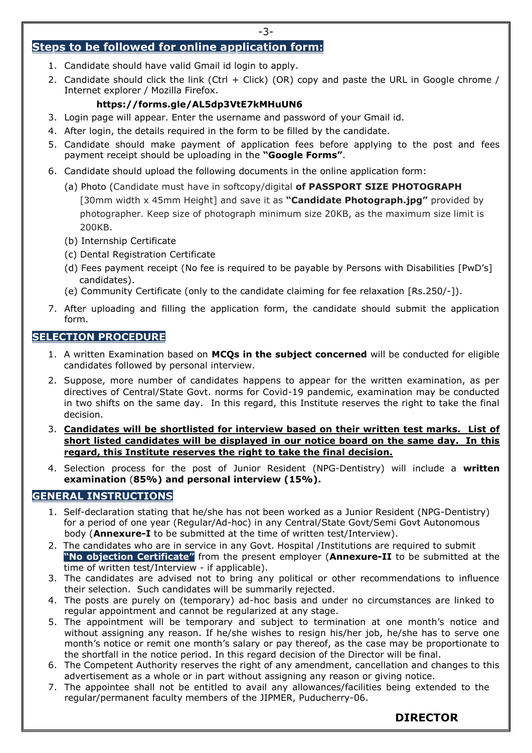## Steps to be followed for online application form:

1. Candidate should have valid Gmail id login to apply.
2. Candidate should click the link (Ctrl + Click) (OR) copy and paste the URL in Google chrome / Internet explorer / Mozilla Firefox.

   **https://forms.gle/AL5dp3VtE7kMHuUN6**
3. Login page will appear. Enter the username and password of your Gmail id.
4. After login, the details required in the form to be filled by the candidate.
5. Candidate should make payment of application fees before applying to the post and fees payment receipt should be uploading in the **"Google Forms"**.
6. Candidate should upload the following documents in the online application form:
   (a) Photo (Candidate must have in softcopy/digital **of PASSPORT SIZE PHOTOGRAPH** [30mm width x 45mm Height] and save it as **"Candidate Photograph.jpg"** provided by photographer. Keep size of photograph minimum size 20KB, as the maximum size limit is 200KB.
   (b) Internship Certificate
   (c) Dental Registration Certificate
   (d) Fees payment receipt (No fee is required to be payable by Persons with Disabilities [PwD's] candidates).
   (e) Community Certificate (only to the candidate claiming for fee relaxation [Rs.250/-]).
7. After uploading and filling the application form, the candidate should submit the application form.

## SELECTION PROCEDURE

1. A written Examination based on **MCQs in the subject concerned** will be conducted for eligible candidates followed by personal interview.
2. Suppose, more number of candidates happens to appear for the written examination, as per directives of Central/State Govt. norms for Covid-19 pandemic, examination may be conducted in two shifts on the same day. In this regard, this Institute reserves the right to take the final decision.
3. **Candidates will be shortlisted for interview based on their written test marks. List of short listed candidates will be displayed in our notice board on the same day. In this regard, this Institute reserves the right to take the final decision.**
4. Selection process for the post of Junior Resident (NPG-Dentistry) will include a **written examination** (**85%) and personal interview (15%).**

## GENERAL INSTRUCTIONS

1. Self-declaration stating that he/she has not been worked as a Junior Resident (NPG-Dentistry) for a period of one year (Regular/Ad-hoc) in any Central/State Govt/Semi Govt Autonomous body (**Annexure-I** to be submitted at the time of written test/Interview).
2. The candidates who are in service in any Govt. Hospital /Institutions are required to submit **"No objection Certificate"** from the present employer (**Annexure-II** to be submitted at the time of written test/Interview - if applicable).
3. The candidates are advised not to bring any political or other recommendations to influence their selection. Such candidates will be summarily rejected.
4. The posts are purely on (temporary) ad-hoc basis and under no circumstances are linked to regular appointment and cannot be regularized at any stage.
5. The appointment will be temporary and subject to termination at one month's notice and without assigning any reason. If he/she wishes to resign his/her job, he/she has to serve one month's notice or remit one month's salary or pay thereof, as the case may be proportionate to the shortfall in the notice period. In this regard decision of the Director will be final.
6. The Competent Authority reserves the right of any amendment, cancellation and changes to this advertisement as a whole or in part without assigning any reason or giving notice.
7. The appointee shall not be entitled to avail any allowances/facilities being extended to the regular/permanent faculty members of the JIPMER, Puducherry-06.

**DIRECTOR**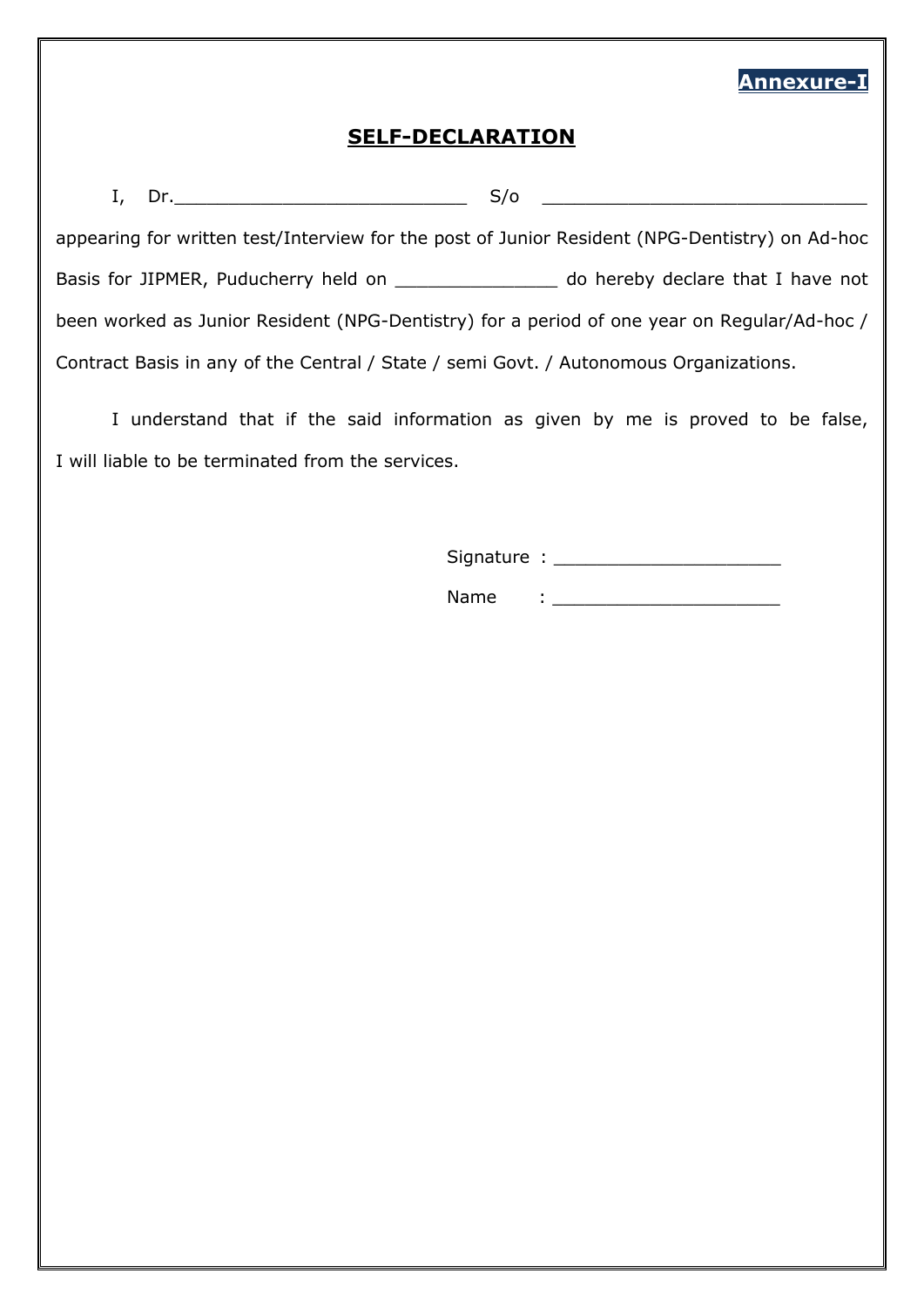**Annexure-I**

## SELF-DECLARATION

I, Dr.____________________________ S/o _______________________________ appearing for written test/Interview for the post of Junior Resident (NPG-Dentistry) on Ad-hoc Basis for JIPMER, Puducherry held on _______________ do hereby declare that I have not been worked as Junior Resident (NPG-Dentistry) for a period of one year on Regular/Ad-hoc / Contract Basis in any of the Central / State / semi Govt. / Autonomous Organizations.

I understand that if the said information as given by me is proved to be false, I will liable to be terminated from the services.

Signature : _____________________

Name : _____________________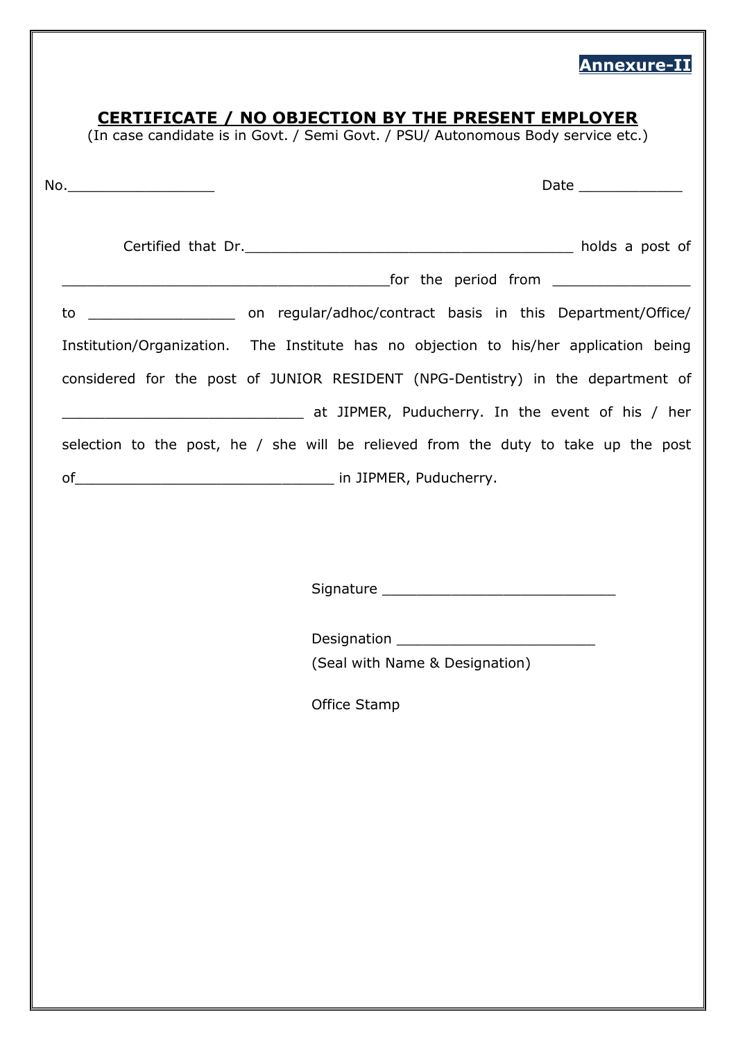**Annexure-II**

## CERTIFICATE / NO OBJECTION BY THE PRESENT EMPLOYER

(In case candidate is in Govt. / Semi Govt. / PSU/ Autonomous Body service etc.)

No.\_\_\_\_\_\_\_\_\_\_\_\_\_\_\_\_\_\_ Date \_\_\_\_\_\_\_\_\_\_\_\_\_

Certified that Dr.\_\_\_\_\_\_\_\_\_\_\_\_\_\_\_\_\_\_\_\_\_\_\_\_\_\_\_\_\_\_\_\_\_\_\_\_\_\_\_\_ holds a post of \_\_\_\_\_\_\_\_\_\_\_\_\_\_\_\_\_\_\_\_\_\_\_\_\_\_\_\_\_\_\_\_\_\_\_\_\_\_\_\_for the period from \_\_\_\_\_\_\_\_\_\_\_\_\_\_\_\_\_ to \_\_\_\_\_\_\_\_\_\_\_\_\_\_\_\_\_\_ on regular/adhoc/contract basis in this Department/Office/ Institution/Organization. The Institute has no objection to his/her application being considered for the post of JUNIOR RESIDENT (NPG-Dentistry) in the department of \_\_\_\_\_\_\_\_\_\_\_\_\_\_\_\_\_\_\_\_\_\_\_\_\_\_\_\_\_\_ at JIPMER, Puducherry. In the event of his / her selection to the post, he / she will be relieved from the duty to take up the post of\_\_\_\_\_\_\_\_\_\_\_\_\_\_\_\_\_\_\_\_\_\_\_\_\_\_\_\_\_\_\_\_ in JIPMER, Puducherry.

Signature \_\_\_\_\_\_\_\_\_\_\_\_\_\_\_\_\_\_\_\_\_\_\_\_\_\_\_\_\_

Designation \_\_\_\_\_\_\_\_\_\_\_\_\_\_\_\_\_\_\_\_\_\_\_\_\_

(Seal with Name & Designation)

Office Stamp